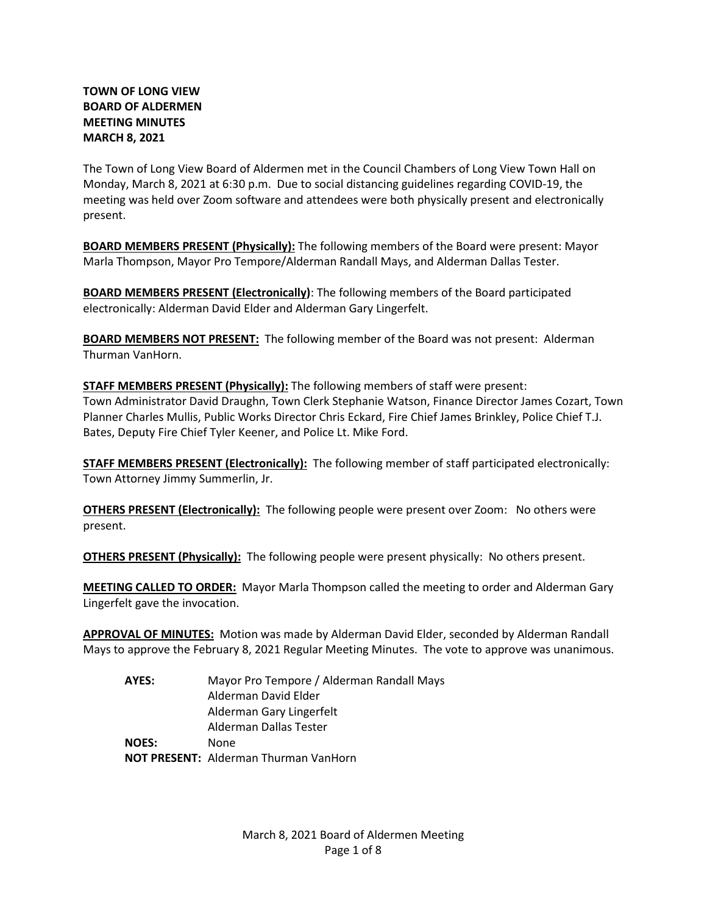**TOWN OF LONG VIEW**
**BOARD OF ALDERMEN**
**MEETING MINUTES**
**MARCH 8, 2021**

The Town of Long View Board of Aldermen met in the Council Chambers of Long View Town Hall on Monday, March 8, 2021 at 6:30 p.m. Due to social distancing guidelines regarding COVID-19, the meeting was held over Zoom software and attendees were both physically present and electronically present.

**BOARD MEMBERS PRESENT (Physically):** The following members of the Board were present: Mayor Marla Thompson, Mayor Pro Tempore/Alderman Randall Mays, and Alderman Dallas Tester.

**BOARD MEMBERS PRESENT (Electronically)**: The following members of the Board participated electronically: Alderman David Elder and Alderman Gary Lingerfelt.

**BOARD MEMBERS NOT PRESENT:** The following member of the Board was not present: Alderman Thurman VanHorn.

**STAFF MEMBERS PRESENT (Physically):** The following members of staff were present: Town Administrator David Draughn, Town Clerk Stephanie Watson, Finance Director James Cozart, Town Planner Charles Mullis, Public Works Director Chris Eckard, Fire Chief James Brinkley, Police Chief T.J. Bates, Deputy Fire Chief Tyler Keener, and Police Lt. Mike Ford.

**STAFF MEMBERS PRESENT (Electronically):** The following member of staff participated electronically: Town Attorney Jimmy Summerlin, Jr.

**OTHERS PRESENT (Electronically):** The following people were present over Zoom: No others were present.

**OTHERS PRESENT (Physically):** The following people were present physically: No others present.

**MEETING CALLED TO ORDER:** Mayor Marla Thompson called the meeting to order and Alderman Gary Lingerfelt gave the invocation.

**APPROVAL OF MINUTES:** Motion was made by Alderman David Elder, seconded by Alderman Randall Mays to approve the February 8, 2021 Regular Meeting Minutes. The vote to approve was unanimous.

**AYES:** Mayor Pro Tempore / Alderman Randall Mays
Alderman David Elder
Alderman Gary Lingerfelt
Alderman Dallas Tester
**NOES:** None
**NOT PRESENT:** Alderman Thurman VanHorn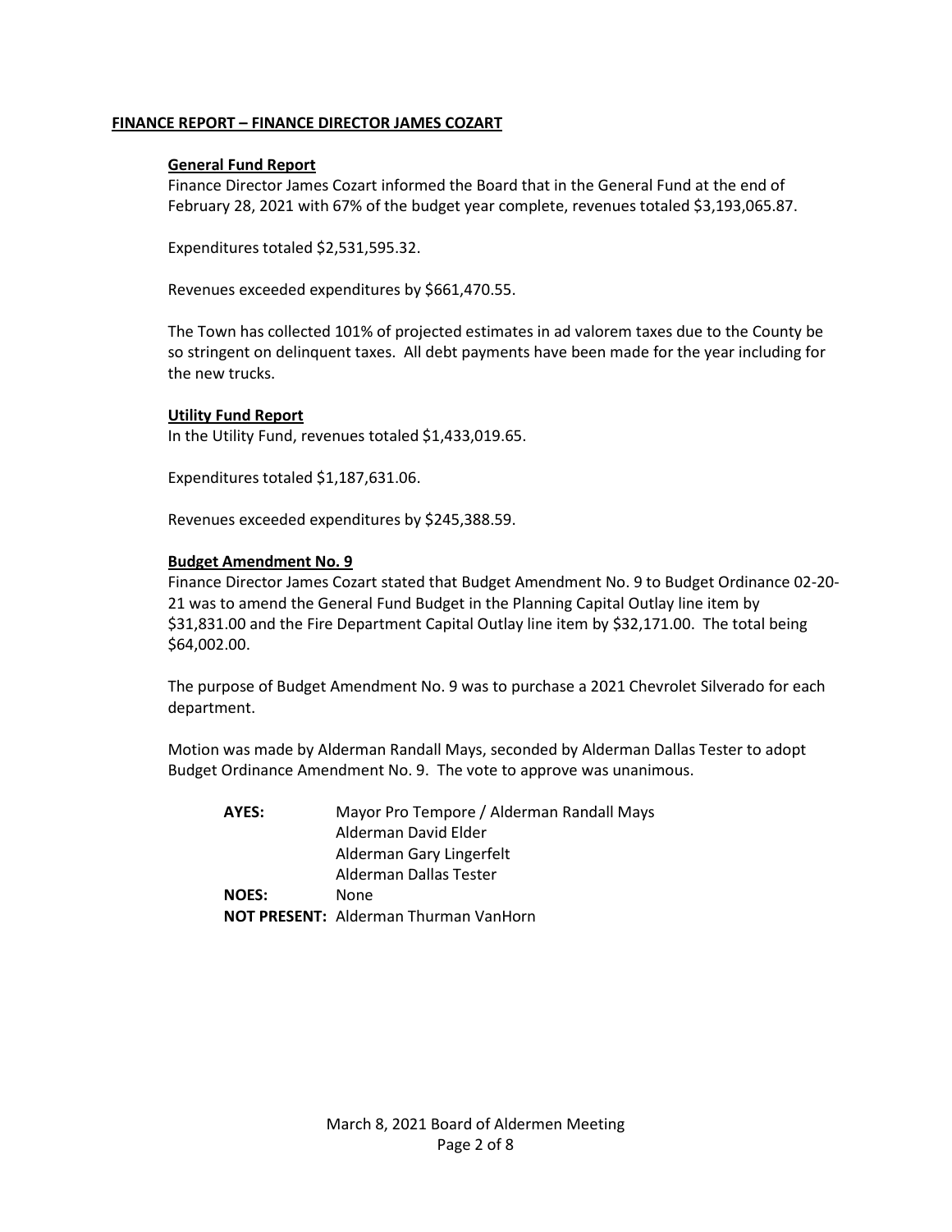## FINANCE REPORT – FINANCE DIRECTOR JAMES COZART

### General Fund Report

Finance Director James Cozart informed the Board that in the General Fund at the end of February 28, 2021 with 67% of the budget year complete, revenues totaled $3,193,065.87.

Expenditures totaled $2,531,595.32.

Revenues exceeded expenditures by $661,470.55.

The Town has collected 101% of projected estimates in ad valorem taxes due to the County be so stringent on delinquent taxes. All debt payments have been made for the year including for the new trucks.

### Utility Fund Report

In the Utility Fund, revenues totaled $1,433,019.65.

Expenditures totaled $1,187,631.06.

Revenues exceeded expenditures by $245,388.59.

### Budget Amendment No. 9

Finance Director James Cozart stated that Budget Amendment No. 9 to Budget Ordinance 02-20-21 was to amend the General Fund Budget in the Planning Capital Outlay line item by $31,831.00 and the Fire Department Capital Outlay line item by $32,171.00. The total being $64,002.00.

The purpose of Budget Amendment No. 9 was to purchase a 2021 Chevrolet Silverado for each department.

Motion was made by Alderman Randall Mays, seconded by Alderman Dallas Tester to adopt Budget Ordinance Amendment No. 9. The vote to approve was unanimous.

**AYES:** Mayor Pro Tempore / Alderman Randall Mays
Alderman David Elder
Alderman Gary Lingerfelt
Alderman Dallas Tester

**NOES:** None

**NOT PRESENT:** Alderman Thurman VanHorn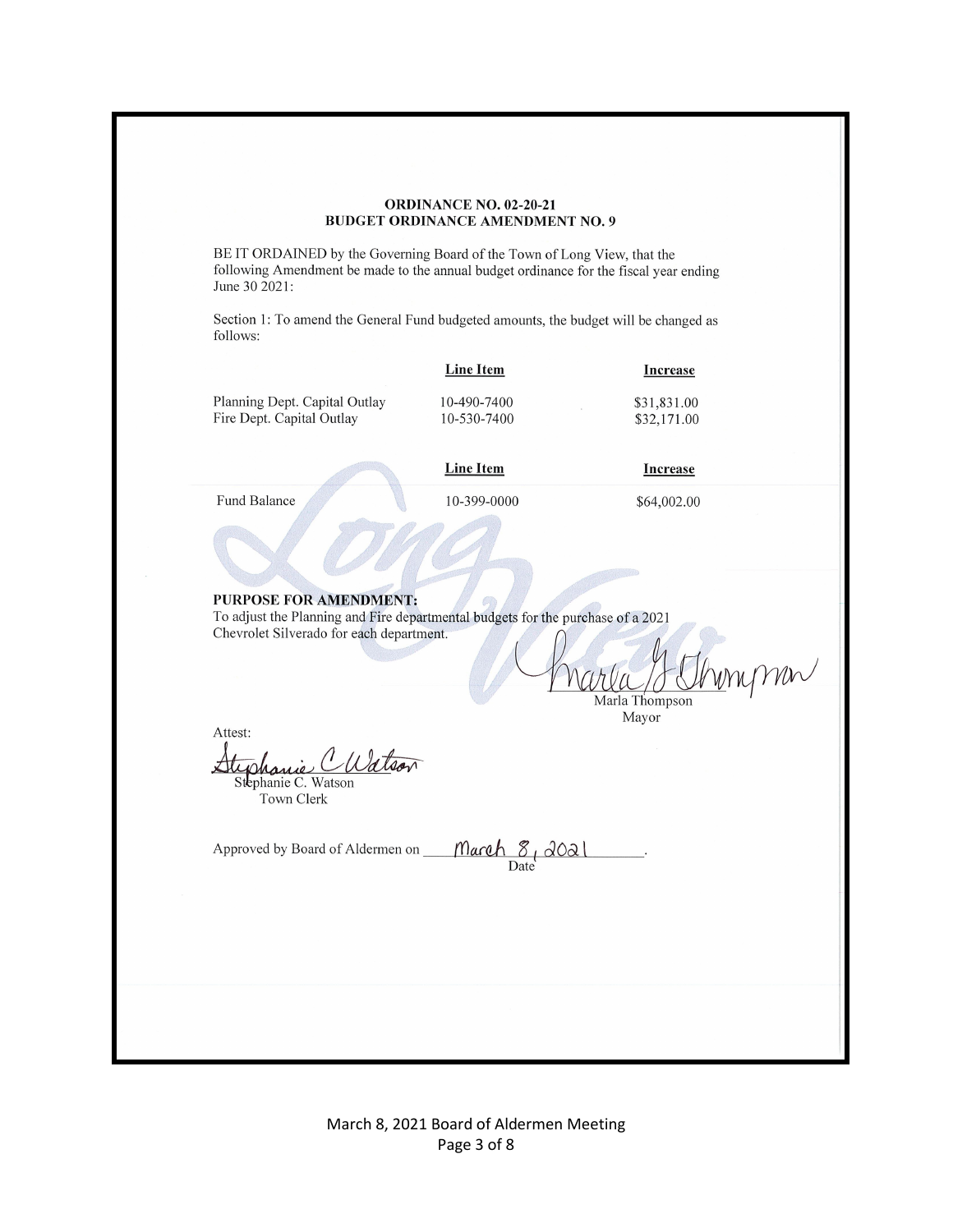**ORDINANCE NO. 02-20-21**
**BUDGET ORDINANCE AMENDMENT NO. 9**

BE IT ORDAINED by the Governing Board of the Town of Long View, that the following Amendment be made to the annual budget ordinance for the fiscal year ending June 30 2021:

Section 1: To amend the General Fund budgeted amounts, the budget will be changed as follows:

| | Line Item | Increase |
|---|---|---|
| Planning Dept. Capital Outlay | 10-490-7400 | $31,831.00 |
| Fire Dept. Capital Outlay | 10-530-7400 | $32,171.00 |

| | Line Item | Increase |
|---|---|---|
| Fund Balance | 10-399-0000 | $64,002.00 |

**PURPOSE FOR AMENDMENT:**
To adjust the Planning and Fire departmental budgets for the purchase of a 2021 Chevrolet Silverado for each department.

Marla G Thompson
Marla Thompson
Mayor

Attest:

Stephanie C Watson
Stephanie C. Watson
Town Clerk

Approved by Board of Aldermen on March 8, 2021.
Date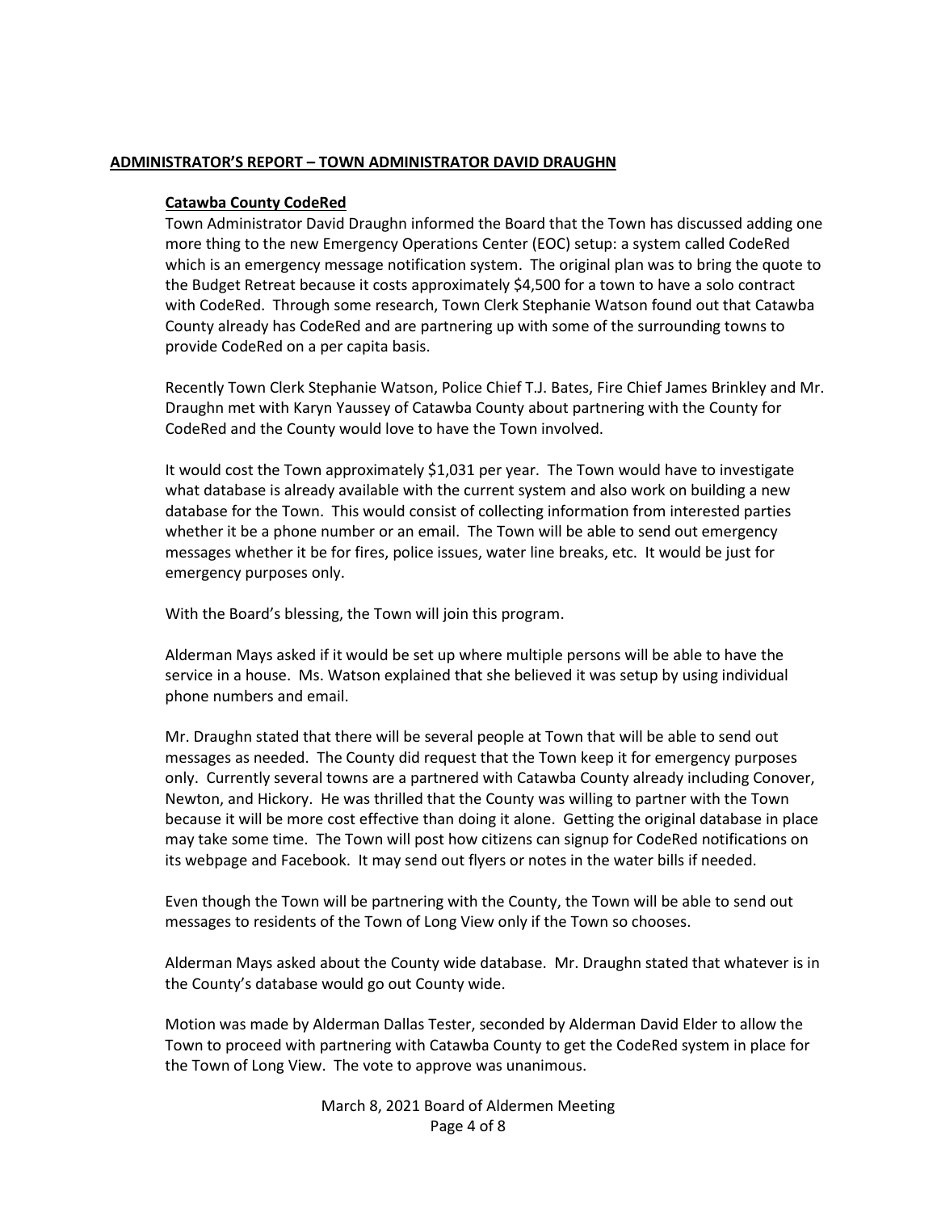## ADMINISTRATOR'S REPORT – TOWN ADMINISTRATOR DAVID DRAUGHN

### Catawba County CodeRed

Town Administrator David Draughn informed the Board that the Town has discussed adding one more thing to the new Emergency Operations Center (EOC) setup: a system called CodeRed which is an emergency message notification system. The original plan was to bring the quote to the Budget Retreat because it costs approximately $4,500 for a town to have a solo contract with CodeRed. Through some research, Town Clerk Stephanie Watson found out that Catawba County already has CodeRed and are partnering up with some of the surrounding towns to provide CodeRed on a per capita basis.

Recently Town Clerk Stephanie Watson, Police Chief T.J. Bates, Fire Chief James Brinkley and Mr. Draughn met with Karyn Yaussey of Catawba County about partnering with the County for CodeRed and the County would love to have the Town involved.

It would cost the Town approximately $1,031 per year. The Town would have to investigate what database is already available with the current system and also work on building a new database for the Town. This would consist of collecting information from interested parties whether it be a phone number or an email. The Town will be able to send out emergency messages whether it be for fires, police issues, water line breaks, etc. It would be just for emergency purposes only.

With the Board's blessing, the Town will join this program.

Alderman Mays asked if it would be set up where multiple persons will be able to have the service in a house. Ms. Watson explained that she believed it was setup by using individual phone numbers and email.

Mr. Draughn stated that there will be several people at Town that will be able to send out messages as needed. The County did request that the Town keep it for emergency purposes only. Currently several towns are a partnered with Catawba County already including Conover, Newton, and Hickory. He was thrilled that the County was willing to partner with the Town because it will be more cost effective than doing it alone. Getting the original database in place may take some time. The Town will post how citizens can signup for CodeRed notifications on its webpage and Facebook. It may send out flyers or notes in the water bills if needed.

Even though the Town will be partnering with the County, the Town will be able to send out messages to residents of the Town of Long View only if the Town so chooses.

Alderman Mays asked about the County wide database. Mr. Draughn stated that whatever is in the County's database would go out County wide.

Motion was made by Alderman Dallas Tester, seconded by Alderman David Elder to allow the Town to proceed with partnering with Catawba County to get the CodeRed system in place for the Town of Long View. The vote to approve was unanimous.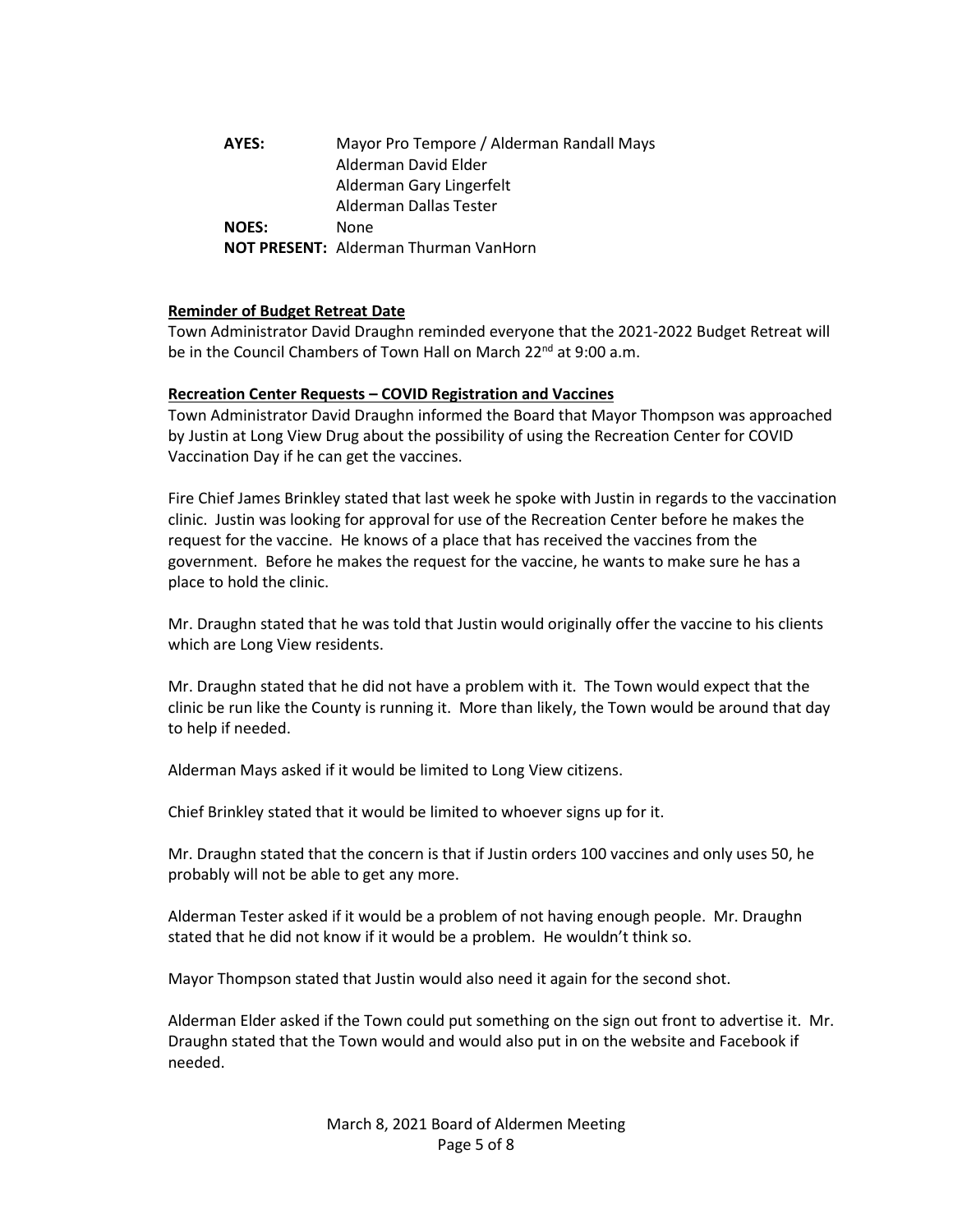**AYES:** Mayor Pro Tempore / Alderman Randall Mays
Alderman David Elder
Alderman Gary Lingerfelt
Alderman Dallas Tester

**NOES:** None

**NOT PRESENT:** Alderman Thurman VanHorn

**Reminder of Budget Retreat Date**

Town Administrator David Draughn reminded everyone that the 2021-2022 Budget Retreat will be in the Council Chambers of Town Hall on March 22nd at 9:00 a.m.

**Recreation Center Requests – COVID Registration and Vaccines**

Town Administrator David Draughn informed the Board that Mayor Thompson was approached by Justin at Long View Drug about the possibility of using the Recreation Center for COVID Vaccination Day if he can get the vaccines.

Fire Chief James Brinkley stated that last week he spoke with Justin in regards to the vaccination clinic. Justin was looking for approval for use of the Recreation Center before he makes the request for the vaccine. He knows of a place that has received the vaccines from the government. Before he makes the request for the vaccine, he wants to make sure he has a place to hold the clinic.

Mr. Draughn stated that he was told that Justin would originally offer the vaccine to his clients which are Long View residents.

Mr. Draughn stated that he did not have a problem with it. The Town would expect that the clinic be run like the County is running it. More than likely, the Town would be around that day to help if needed.

Alderman Mays asked if it would be limited to Long View citizens.

Chief Brinkley stated that it would be limited to whoever signs up for it.

Mr. Draughn stated that the concern is that if Justin orders 100 vaccines and only uses 50, he probably will not be able to get any more.

Alderman Tester asked if it would be a problem of not having enough people. Mr. Draughn stated that he did not know if it would be a problem. He wouldn't think so.

Mayor Thompson stated that Justin would also need it again for the second shot.

Alderman Elder asked if the Town could put something on the sign out front to advertise it. Mr. Draughn stated that the Town would and would also put in on the website and Facebook if needed.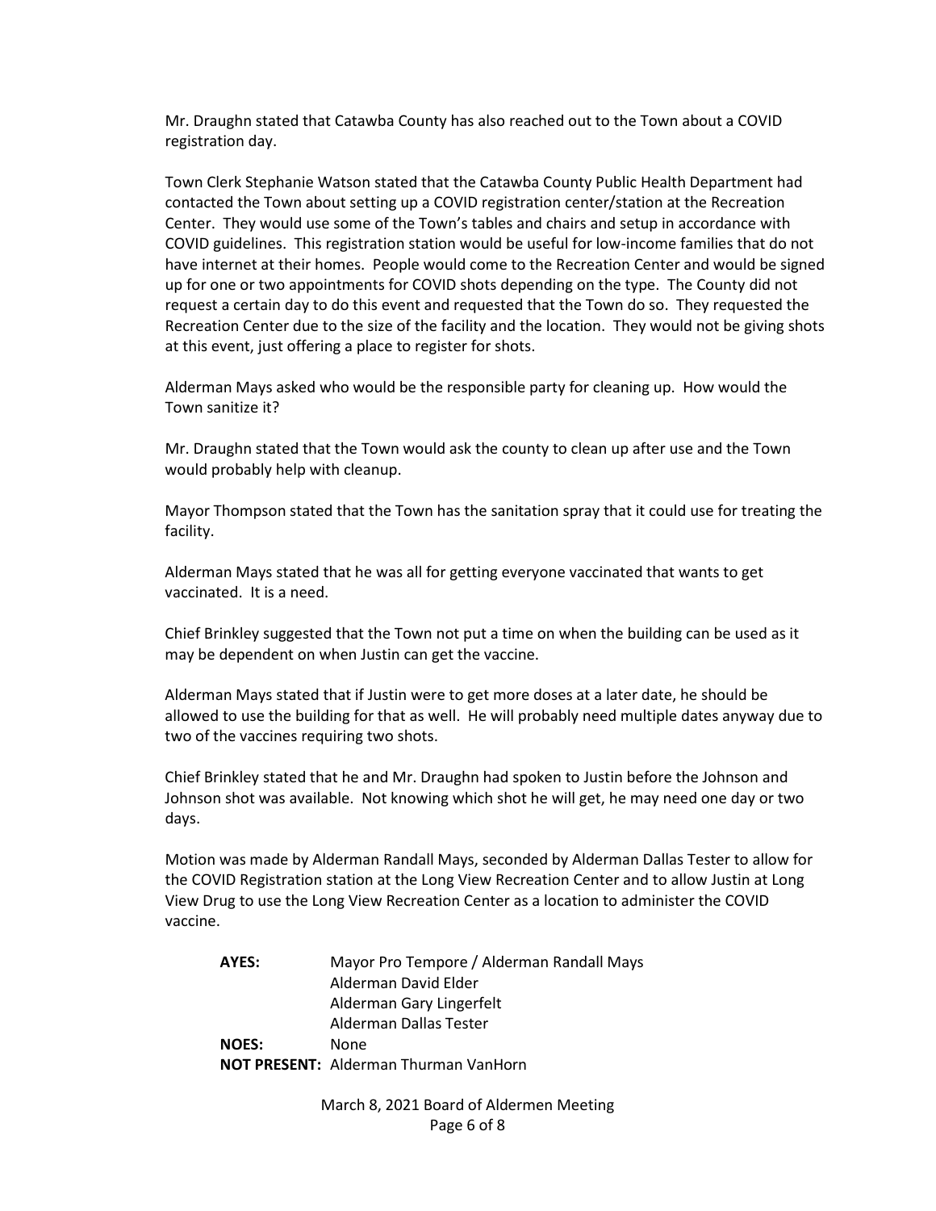Mr. Draughn stated that Catawba County has also reached out to the Town about a COVID registration day.

Town Clerk Stephanie Watson stated that the Catawba County Public Health Department had contacted the Town about setting up a COVID registration center/station at the Recreation Center. They would use some of the Town's tables and chairs and setup in accordance with COVID guidelines. This registration station would be useful for low-income families that do not have internet at their homes. People would come to the Recreation Center and would be signed up for one or two appointments for COVID shots depending on the type. The County did not request a certain day to do this event and requested that the Town do so. They requested the Recreation Center due to the size of the facility and the location. They would not be giving shots at this event, just offering a place to register for shots.

Alderman Mays asked who would be the responsible party for cleaning up. How would the Town sanitize it?

Mr. Draughn stated that the Town would ask the county to clean up after use and the Town would probably help with cleanup.

Mayor Thompson stated that the Town has the sanitation spray that it could use for treating the facility.

Alderman Mays stated that he was all for getting everyone vaccinated that wants to get vaccinated. It is a need.

Chief Brinkley suggested that the Town not put a time on when the building can be used as it may be dependent on when Justin can get the vaccine.

Alderman Mays stated that if Justin were to get more doses at a later date, he should be allowed to use the building for that as well. He will probably need multiple dates anyway due to two of the vaccines requiring two shots.

Chief Brinkley stated that he and Mr. Draughn had spoken to Justin before the Johnson and Johnson shot was available. Not knowing which shot he will get, he may need one day or two days.

Motion was made by Alderman Randall Mays, seconded by Alderman Dallas Tester to allow for the COVID Registration station at the Long View Recreation Center and to allow Justin at Long View Drug to use the Long View Recreation Center as a location to administer the COVID vaccine.

| | |
|---|---|
| **AYES:** | Mayor Pro Tempore / Alderman Randall Mays |
| | Alderman David Elder |
| | Alderman Gary Lingerfelt |
| | Alderman Dallas Tester |
| **NOES:** | None |
| **NOT PRESENT:** | Alderman Thurman VanHorn |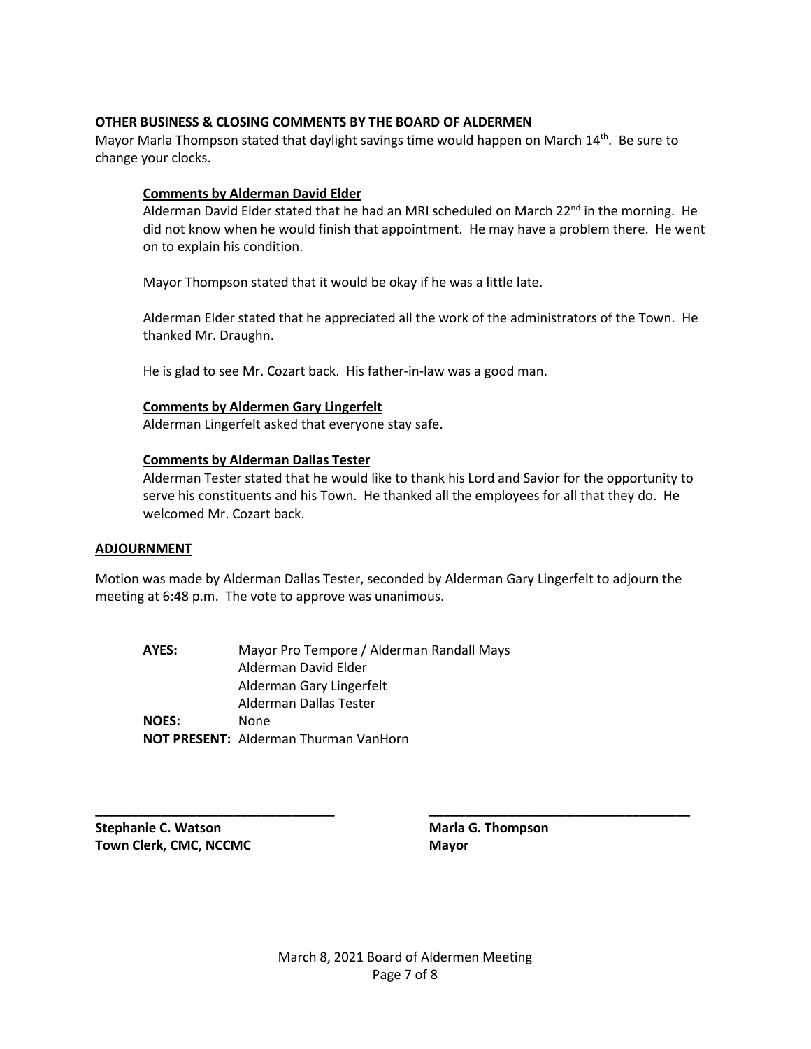**OTHER BUSINESS & CLOSING COMMENTS BY THE BOARD OF ALDERMEN**

Mayor Marla Thompson stated that daylight savings time would happen on March 14th. Be sure to change your clocks.

**Comments by Alderman David Elder**

Alderman David Elder stated that he had an MRI scheduled on March 22nd in the morning. He did not know when he would finish that appointment. He may have a problem there. He went on to explain his condition.

Mayor Thompson stated that it would be okay if he was a little late.

Alderman Elder stated that he appreciated all the work of the administrators of the Town. He thanked Mr. Draughn.

He is glad to see Mr. Cozart back. His father-in-law was a good man.

**Comments by Aldermen Gary Lingerfelt**

Alderman Lingerfelt asked that everyone stay safe.

**Comments by Alderman Dallas Tester**

Alderman Tester stated that he would like to thank his Lord and Savior for the opportunity to serve his constituents and his Town. He thanked all the employees for all that they do. He welcomed Mr. Cozart back.

**ADJOURNMENT**

Motion was made by Alderman Dallas Tester, seconded by Alderman Gary Lingerfelt to adjourn the meeting at 6:48 p.m. The vote to approve was unanimous.

**AYES:** Mayor Pro Tempore / Alderman Randall Mays
Alderman David Elder
Alderman Gary Lingerfelt
Alderman Dallas Tester

**NOES:** None

**NOT PRESENT:** Alderman Thurman VanHorn

_________________________________

**Stephanie C. Watson**
**Town Clerk, CMC, NCCMC**

_________________________________

**Marla G. Thompson**
**Mayor**